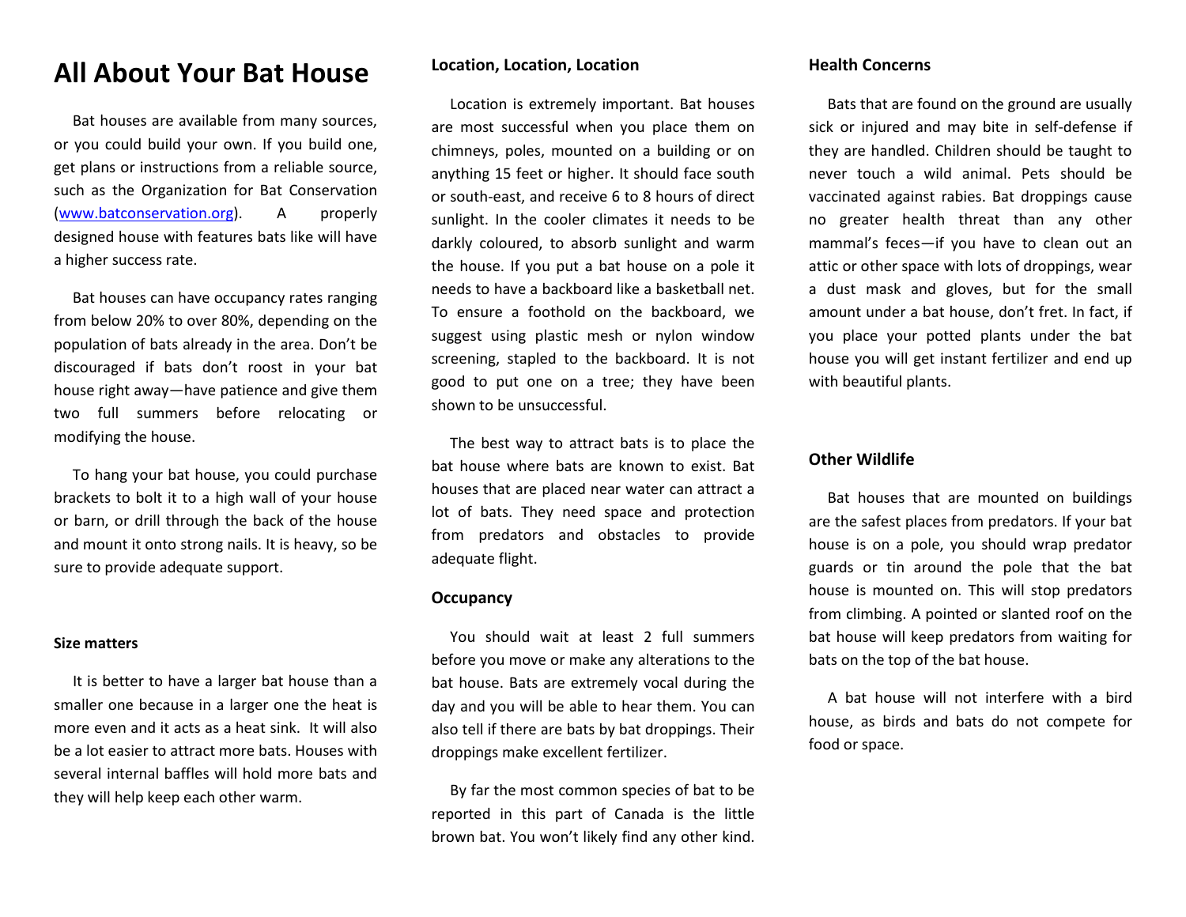# All About Your Bat House

Bat houses are available from many sources, or you could build your own. If you build one, get plans or instructions from a reliable source, such as the Organization for Bat Conservation ([www.batconservation.org](http://www.batconservation.org)). A properly designed house with features bats like will have a higher success rate.

Bat houses can have occupancy rates ranging from below 20% to over 80%, depending on the population of bats already in the area. Don't be discouraged if bats don't roost in your bat house right away—have patience and give them two full summers before relocating or modifying the house.

To hang your bat house, you could purchase brackets to bolt it to a high wall of your house or barn, or drill through the back of the house and mount it onto strong nails. It is heavy, so be sure to provide adequate support.

### Size matters

It is better to have a larger bat house than a smaller one because in a larger one the heat is more even and it acts as a heat sink. It will also be a lot easier to attract more bats. Houses with several internal baffles will hold more bats and they will help keep each other warm.

### Location, Location, Location

Location is extremely important. Bat houses are most successful when you place them on chimneys, poles, mounted on a building or on anything 15 feet or higher. It should face south or south-east, and receive 6 to 8 hours of direct sunlight. In the cooler climates it needs to be darkly coloured, to absorb sunlight and warm the house. If you put a bat house on a pole it needs to have a backboard like a basketball net. To ensure a foothold on the backboard, we suggest using plastic mesh or nylon window screening, stapled to the backboard. It is not good to put one on a tree; they have been shown to be unsuccessful.

The best way to attract bats is to place the bat house where bats are known to exist. Bat houses that are placed near water can attract a lot of bats. They need space and protection from predators and obstacles to provide adequate flight.

### Occupancy

You should wait at least 2 full summers before you move or make any alterations to the bat house. Bats are extremely vocal during the day and you will be able to hear them. You can also tell if there are bats by bat droppings. Their droppings make excellent fertilizer.

By far the most common species of bat to be reported in this part of Canada is the little brown bat. You won't likely find any other kind.

### Health Concerns

Bats that are found on the ground are usually sick or injured and may bite in self-defense if they are handled. Children should be taught to never touch a wild animal. Pets should be vaccinated against rabies. Bat droppings cause no greater health threat than any other mammal's feces—if you have to clean out an attic or other space with lots of droppings, wear a dust mask and gloves, but for the small amount under a bat house, don't fret. In fact, if you place your potted plants under the bat house you will get instant fertilizer and end up with beautiful plants.

### Other Wildlife

Bat houses that are mounted on buildings are the safest places from predators. If your bat house is on a pole, you should wrap predator guards or tin around the pole that the bat house is mounted on. This will stop predators from climbing. A pointed or slanted roof on the bat house will keep predators from waiting for bats on the top of the bat house.

A bat house will not interfere with a bird house, as birds and bats do not compete for food or space.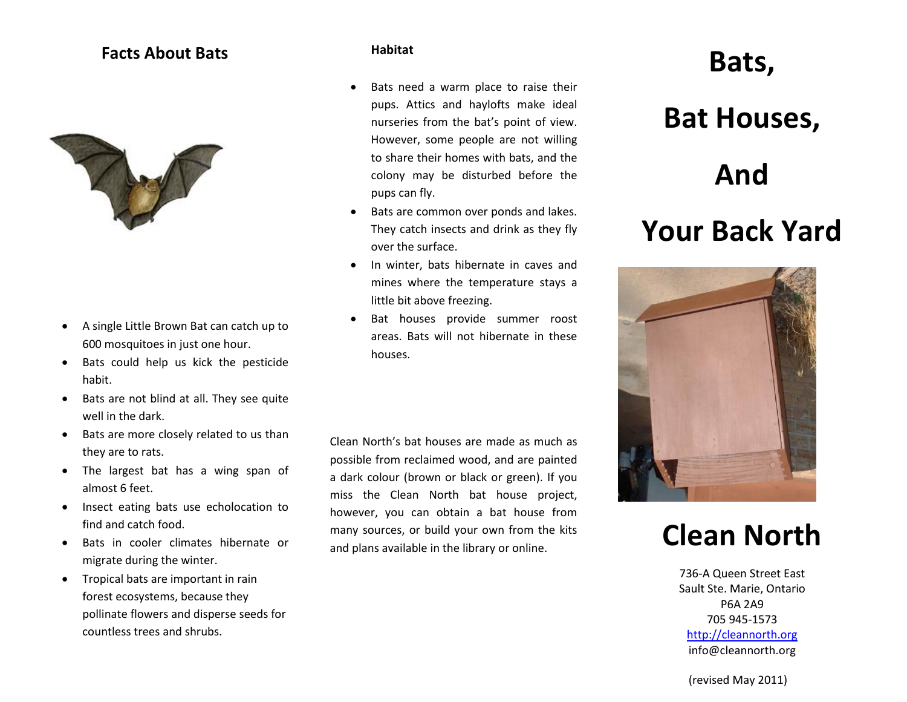## Facts About Bats

- A single Little Brown Bat can catch up to 600 mosquitoes in just one hour.
- Bats could help us kick the pesticide habit.
- Bats are not blind at all. They see quite well in the dark.
- Bats are more closely related to us than they are to rats.
- The largest bat has a wing span of almost 6 feet.
- Insect eating bats use echolocation to find and catch food.
- Bats in cooler climates hibernate or migrate during the winter.
- Tropical bats are important in rain forest ecosystems, because they pollinate flowers and disperse seeds for countless trees and shrubs.

### Habitat

- Bats need a warm place to raise their pups. Attics and haylofts make ideal nurseries from the bat's point of view. However, some people are not willing to share their homes with bats, and the colony may be disturbed before the pups can fly.
- Bats are common over ponds and lakes. They catch insects and drink as they fly over the surface.
- In winter, bats hibernate in caves and mines where the temperature stays a little bit above freezing.
- Bat houses provide summer roost areas. Bats will not hibernate in these houses.

Clean North's bat houses are made as much as possible from reclaimed wood, and are painted a dark colour (brown or black or green). If you miss the Clean North bat house project, however, you can obtain a bat house from many sources, or build your own from the kits and plans available in the library or online.

# Bats,

# Bat Houses,

# And

# Your Back Yard

# Clean North

736-A Queen Street East
Sault Ste. Marie, Ontario
P6A 2A9
705 945-1573
http://cleannorth.org
info@cleannorth.org

(revised May 2011)